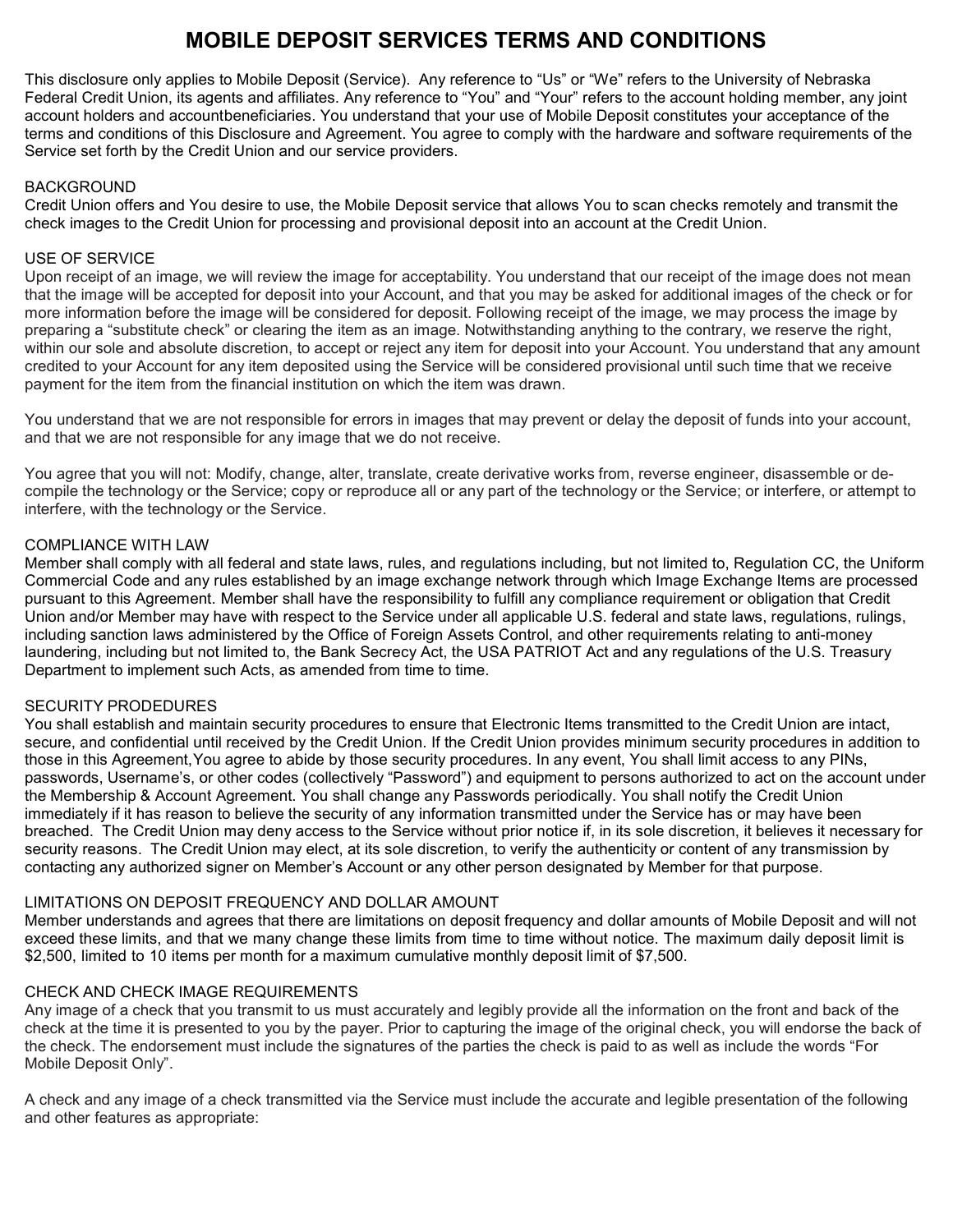# MOBILE DEPOSIT SERVICES TERMS AND CONDITIONS

This disclosure only applies to Mobile Deposit (Service). Any reference to "Us" or "We" refers to the University of Nebraska Federal Credit Union, its agents and affiliates. Any reference to "You" and "Your" refers to the account holding member, any joint account holders and accountbeneficiaries. You understand that your use of Mobile Deposit constitutes your acceptance of the terms and conditions of this Disclosure and Agreement. You agree to comply with the hardware and software requirements of the Service set forth by the Credit Union and our service providers.

## BACKGROUND

Credit Union offers and You desire to use, the Mobile Deposit service that allows You to scan checks remotely and transmit the check images to the Credit Union for processing and provisional deposit into an account at the Credit Union.

## USE OF SERVICE

Upon receipt of an image, we will review the image for acceptability. You understand that our receipt of the image does not mean that the image will be accepted for deposit into your Account, and that you may be asked for additional images of the check or for more information before the image will be considered for deposit. Following receipt of the image, we may process the image by preparing a "substitute check" or clearing the item as an image. Notwithstanding anything to the contrary, we reserve the right, within our sole and absolute discretion, to accept or reject any item for deposit into your Account. You understand that any amount credited to your Account for any item deposited using the Service will be considered provisional until such time that we receive payment for the item from the financial institution on which the item was drawn.

You understand that we are not responsible for errors in images that may prevent or delay the deposit of funds into your account, and that we are not responsible for any image that we do not receive.

You agree that you will not: Modify, change, alter, translate, create derivative works from, reverse engineer, disassemble or de-compile the technology or the Service; copy or reproduce all or any part of the technology or the Service; or interfere, or attempt to interfere, with the technology or the Service.

## COMPLIANCE WITH LAW

Member shall comply with all federal and state laws, rules, and regulations including, but not limited to, Regulation CC, the Uniform Commercial Code and any rules established by an image exchange network through which Image Exchange Items are processed pursuant to this Agreement. Member shall have the responsibility to fulfill any compliance requirement or obligation that Credit Union and/or Member may have with respect to the Service under all applicable U.S. federal and state laws, regulations, rulings, including sanction laws administered by the Office of Foreign Assets Control, and other requirements relating to anti-money laundering, including but not limited to, the Bank Secrecy Act, the USA PATRIOT Act and any regulations of the U.S. Treasury Department to implement such Acts, as amended from time to time.

## SECURITY PRODEDURES

You shall establish and maintain security procedures to ensure that Electronic Items transmitted to the Credit Union are intact, secure, and confidential until received by the Credit Union. If the Credit Union provides minimum security procedures in addition to those in this Agreement,You agree to abide by those security procedures. In any event, You shall limit access to any PINs, passwords, Username's, or other codes (collectively "Password") and equipment to persons authorized to act on the account under the Membership & Account Agreement. You shall change any Passwords periodically. You shall notify the Credit Union immediately if it has reason to believe the security of any information transmitted under the Service has or may have been breached. The Credit Union may deny access to the Service without prior notice if, in its sole discretion, it believes it necessary for security reasons. The Credit Union may elect, at its sole discretion, to verify the authenticity or content of any transmission by contacting any authorized signer on Member's Account or any other person designated by Member for that purpose.

## LIMITATIONS ON DEPOSIT FREQUENCY AND DOLLAR AMOUNT

Member understands and agrees that there are limitations on deposit frequency and dollar amounts of Mobile Deposit and will not exceed these limits, and that we many change these limits from time to time without notice. The maximum daily deposit limit is $2,500, limited to 10 items per month for a maximum cumulative monthly deposit limit of $7,500.

## CHECK AND CHECK IMAGE REQUIREMENTS

Any image of a check that you transmit to us must accurately and legibly provide all the information on the front and back of the check at the time it is presented to you by the payer. Prior to capturing the image of the original check, you will endorse the back of the check. The endorsement must include the signatures of the parties the check is paid to as well as include the words "For Mobile Deposit Only".

A check and any image of a check transmitted via the Service must include the accurate and legible presentation of the following and other features as appropriate: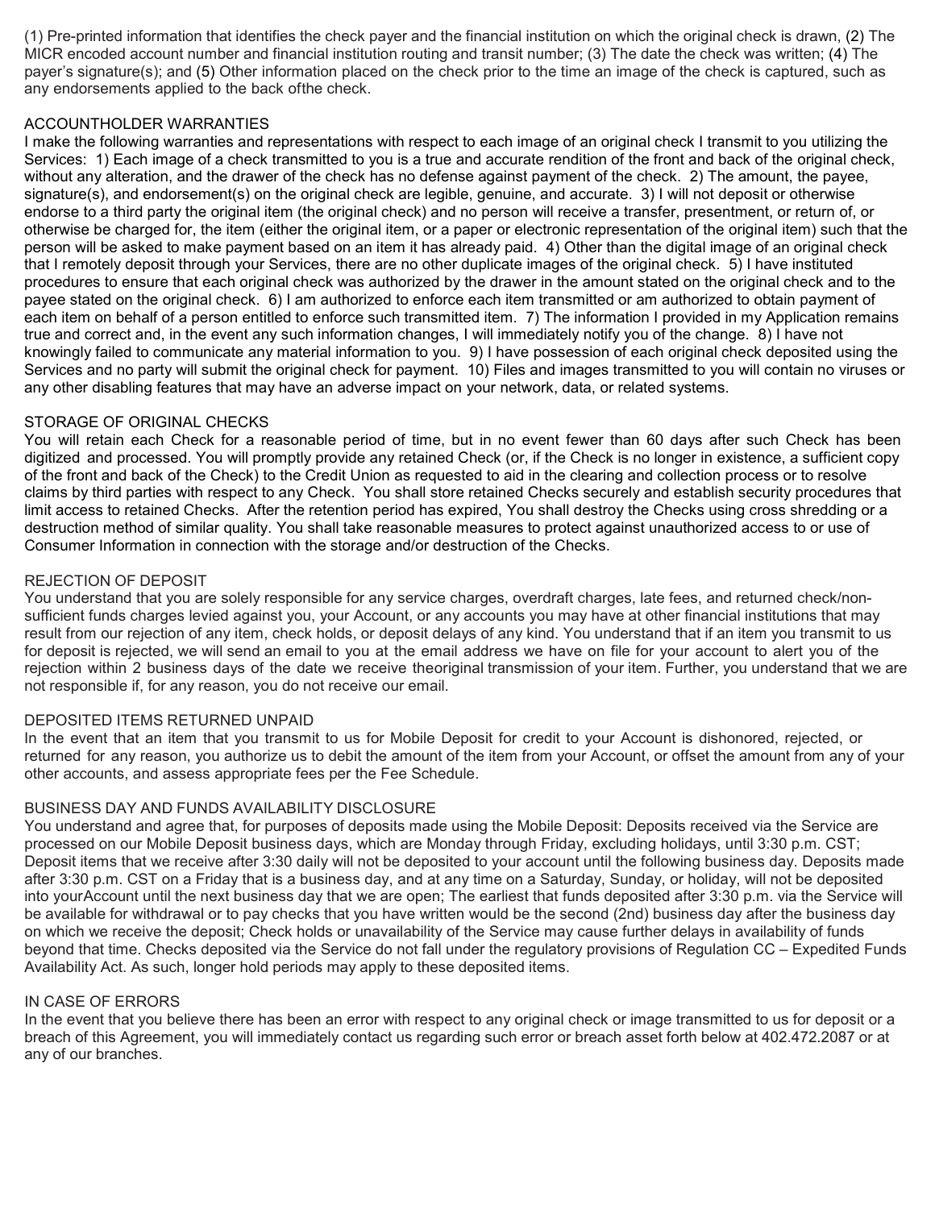(1) Pre-printed information that identifies the check payer and the financial institution on which the original check is drawn, (2) The MICR encoded account number and financial institution routing and transit number; (3) The date the check was written; (4) The payer's signature(s); and (5) Other information placed on the check prior to the time an image of the check is captured, such as any endorsements applied to the back ofthe check.

## ACCOUNTHOLDER WARRANTIES

I make the following warranties and representations with respect to each image of an original check I transmit to you utilizing the Services: 1) Each image of a check transmitted to you is a true and accurate rendition of the front and back of the original check, without any alteration, and the drawer of the check has no defense against payment of the check. 2) The amount, the payee, signature(s), and endorsement(s) on the original check are legible, genuine, and accurate. 3) I will not deposit or otherwise endorse to a third party the original item (the original check) and no person will receive a transfer, presentment, or return of, or otherwise be charged for, the item (either the original item, or a paper or electronic representation of the original item) such that the person will be asked to make payment based on an item it has already paid. 4) Other than the digital image of an original check that I remotely deposit through your Services, there are no other duplicate images of the original check. 5) I have instituted procedures to ensure that each original check was authorized by the drawer in the amount stated on the original check and to the payee stated on the original check. 6) I am authorized to enforce each item transmitted or am authorized to obtain payment of each item on behalf of a person entitled to enforce such transmitted item. 7) The information I provided in my Application remains true and correct and, in the event any such information changes, I will immediately notify you of the change. 8) I have not knowingly failed to communicate any material information to you. 9) I have possession of each original check deposited using the Services and no party will submit the original check for payment. 10) Files and images transmitted to you will contain no viruses or any other disabling features that may have an adverse impact on your network, data, or related systems.

## STORAGE OF ORIGINAL CHECKS

You will retain each Check for a reasonable period of time, but in no event fewer than 60 days after such Check has been digitized and processed. You will promptly provide any retained Check (or, if the Check is no longer in existence, a sufficient copy of the front and back of the Check) to the Credit Union as requested to aid in the clearing and collection process or to resolve claims by third parties with respect to any Check. You shall store retained Checks securely and establish security procedures that limit access to retained Checks. After the retention period has expired, You shall destroy the Checks using cross shredding or a destruction method of similar quality. You shall take reasonable measures to protect against unauthorized access to or use of Consumer Information in connection with the storage and/or destruction of the Checks.

## REJECTION OF DEPOSIT

You understand that you are solely responsible for any service charges, overdraft charges, late fees, and returned check/non-sufficient funds charges levied against you, your Account, or any accounts you may have at other financial institutions that may result from our rejection of any item, check holds, or deposit delays of any kind. You understand that if an item you transmit to us for deposit is rejected, we will send an email to you at the email address we have on file for your account to alert you of the rejection within 2 business days of the date we receive theoriginal transmission of your item. Further, you understand that we are not responsible if, for any reason, you do not receive our email.

## DEPOSITED ITEMS RETURNED UNPAID

In the event that an item that you transmit to us for Mobile Deposit for credit to your Account is dishonored, rejected, or returned for any reason, you authorize us to debit the amount of the item from your Account, or offset the amount from any of your other accounts, and assess appropriate fees per the Fee Schedule.

## BUSINESS DAY AND FUNDS AVAILABILITY DISCLOSURE

You understand and agree that, for purposes of deposits made using the Mobile Deposit: Deposits received via the Service are processed on our Mobile Deposit business days, which are Monday through Friday, excluding holidays, until 3:30 p.m. CST; Deposit items that we receive after 3:30 daily will not be deposited to your account until the following business day. Deposits made after 3:30 p.m. CST on a Friday that is a business day, and at any time on a Saturday, Sunday, or holiday, will not be deposited into yourAccount until the next business day that we are open; The earliest that funds deposited after 3:30 p.m. via the Service will be available for withdrawal or to pay checks that you have written would be the second (2nd) business day after the business day on which we receive the deposit; Check holds or unavailability of the Service may cause further delays in availability of funds beyond that time. Checks deposited via the Service do not fall under the regulatory provisions of Regulation CC – Expedited Funds Availability Act. As such, longer hold periods may apply to these deposited items.

## IN CASE OF ERRORS

In the event that you believe there has been an error with respect to any original check or image transmitted to us for deposit or a breach of this Agreement, you will immediately contact us regarding such error or breach asset forth below at 402.472.2087 or at any of our branches.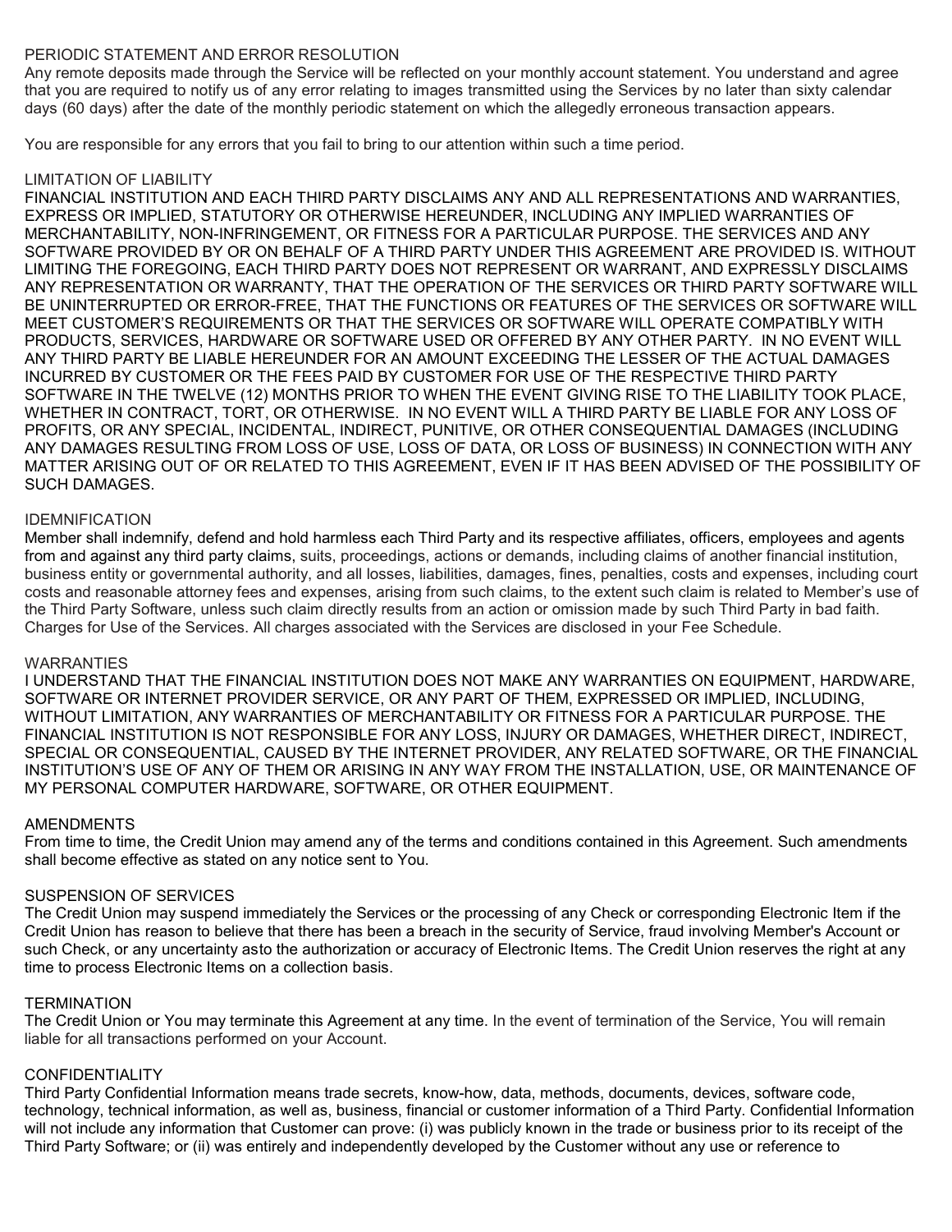## PERIODIC STATEMENT AND ERROR RESOLUTION

Any remote deposits made through the Service will be reflected on your monthly account statement. You understand and agree that you are required to notify us of any error relating to images transmitted using the Services by no later than sixty calendar days (60 days) after the date of the monthly periodic statement on which the allegedly erroneous transaction appears.

You are responsible for any errors that you fail to bring to our attention within such a time period.

## LIMITATION OF LIABILITY

FINANCIAL INSTITUTION AND EACH THIRD PARTY DISCLAIMS ANY AND ALL REPRESENTATIONS AND WARRANTIES, EXPRESS OR IMPLIED, STATUTORY OR OTHERWISE HEREUNDER, INCLUDING ANY IMPLIED WARRANTIES OF MERCHANTABILITY, NON-INFRINGEMENT, OR FITNESS FOR A PARTICULAR PURPOSE. THE SERVICES AND ANY SOFTWARE PROVIDED BY OR ON BEHALF OF A THIRD PARTY UNDER THIS AGREEMENT ARE PROVIDED IS. WITHOUT LIMITING THE FOREGOING, EACH THIRD PARTY DOES NOT REPRESENT OR WARRANT, AND EXPRESSLY DISCLAIMS ANY REPRESENTATION OR WARRANTY, THAT THE OPERATION OF THE SERVICES OR THIRD PARTY SOFTWARE WILL BE UNINTERRUPTED OR ERROR-FREE, THAT THE FUNCTIONS OR FEATURES OF THE SERVICES OR SOFTWARE WILL MEET CUSTOMER'S REQUIREMENTS OR THAT THE SERVICES OR SOFTWARE WILL OPERATE COMPATIBLY WITH PRODUCTS, SERVICES, HARDWARE OR SOFTWARE USED OR OFFERED BY ANY OTHER PARTY. IN NO EVENT WILL ANY THIRD PARTY BE LIABLE HEREUNDER FOR AN AMOUNT EXCEEDING THE LESSER OF THE ACTUAL DAMAGES INCURRED BY CUSTOMER OR THE FEES PAID BY CUSTOMER FOR USE OF THE RESPECTIVE THIRD PARTY SOFTWARE IN THE TWELVE (12) MONTHS PRIOR TO WHEN THE EVENT GIVING RISE TO THE LIABILITY TOOK PLACE, WHETHER IN CONTRACT, TORT, OR OTHERWISE. IN NO EVENT WILL A THIRD PARTY BE LIABLE FOR ANY LOSS OF PROFITS, OR ANY SPECIAL, INCIDENTAL, INDIRECT, PUNITIVE, OR OTHER CONSEQUENTIAL DAMAGES (INCLUDING ANY DAMAGES RESULTING FROM LOSS OF USE, LOSS OF DATA, OR LOSS OF BUSINESS) IN CONNECTION WITH ANY MATTER ARISING OUT OF OR RELATED TO THIS AGREEMENT, EVEN IF IT HAS BEEN ADVISED OF THE POSSIBILITY OF SUCH DAMAGES.

## IDEMNIFICATION

Member shall indemnify, defend and hold harmless each Third Party and its respective affiliates, officers, employees and agents from and against any third party claims, suits, proceedings, actions or demands, including claims of another financial institution, business entity or governmental authority, and all losses, liabilities, damages, fines, penalties, costs and expenses, including court costs and reasonable attorney fees and expenses, arising from such claims, to the extent such claim is related to Member's use of the Third Party Software, unless such claim directly results from an action or omission made by such Third Party in bad faith. Charges for Use of the Services. All charges associated with the Services are disclosed in your Fee Schedule.

## WARRANTIES

I UNDERSTAND THAT THE FINANCIAL INSTITUTION DOES NOT MAKE ANY WARRANTIES ON EQUIPMENT, HARDWARE, SOFTWARE OR INTERNET PROVIDER SERVICE, OR ANY PART OF THEM, EXPRESSED OR IMPLIED, INCLUDING, WITHOUT LIMITATION, ANY WARRANTIES OF MERCHANTABILITY OR FITNESS FOR A PARTICULAR PURPOSE. THE FINANCIAL INSTITUTION IS NOT RESPONSIBLE FOR ANY LOSS, INJURY OR DAMAGES, WHETHER DIRECT, INDIRECT, SPECIAL OR CONSEQUENTIAL, CAUSED BY THE INTERNET PROVIDER, ANY RELATED SOFTWARE, OR THE FINANCIAL INSTITUTION'S USE OF ANY OF THEM OR ARISING IN ANY WAY FROM THE INSTALLATION, USE, OR MAINTENANCE OF MY PERSONAL COMPUTER HARDWARE, SOFTWARE, OR OTHER EQUIPMENT.

## AMENDMENTS

From time to time, the Credit Union may amend any of the terms and conditions contained in this Agreement. Such amendments shall become effective as stated on any notice sent to You.

## SUSPENSION OF SERVICES

The Credit Union may suspend immediately the Services or the processing of any Check or corresponding Electronic Item if the Credit Union has reason to believe that there has been a breach in the security of Service, fraud involving Member's Account or such Check, or any uncertainty asto the authorization or accuracy of Electronic Items. The Credit Union reserves the right at any time to process Electronic Items on a collection basis.

## TERMINATION

The Credit Union or You may terminate this Agreement at any time. In the event of termination of the Service, You will remain liable for all transactions performed on your Account.

## CONFIDENTIALITY

Third Party Confidential Information means trade secrets, know-how, data, methods, documents, devices, software code, technology, technical information, as well as, business, financial or customer information of a Third Party. Confidential Information will not include any information that Customer can prove: (i) was publicly known in the trade or business prior to its receipt of the Third Party Software; or (ii) was entirely and independently developed by the Customer without any use or reference to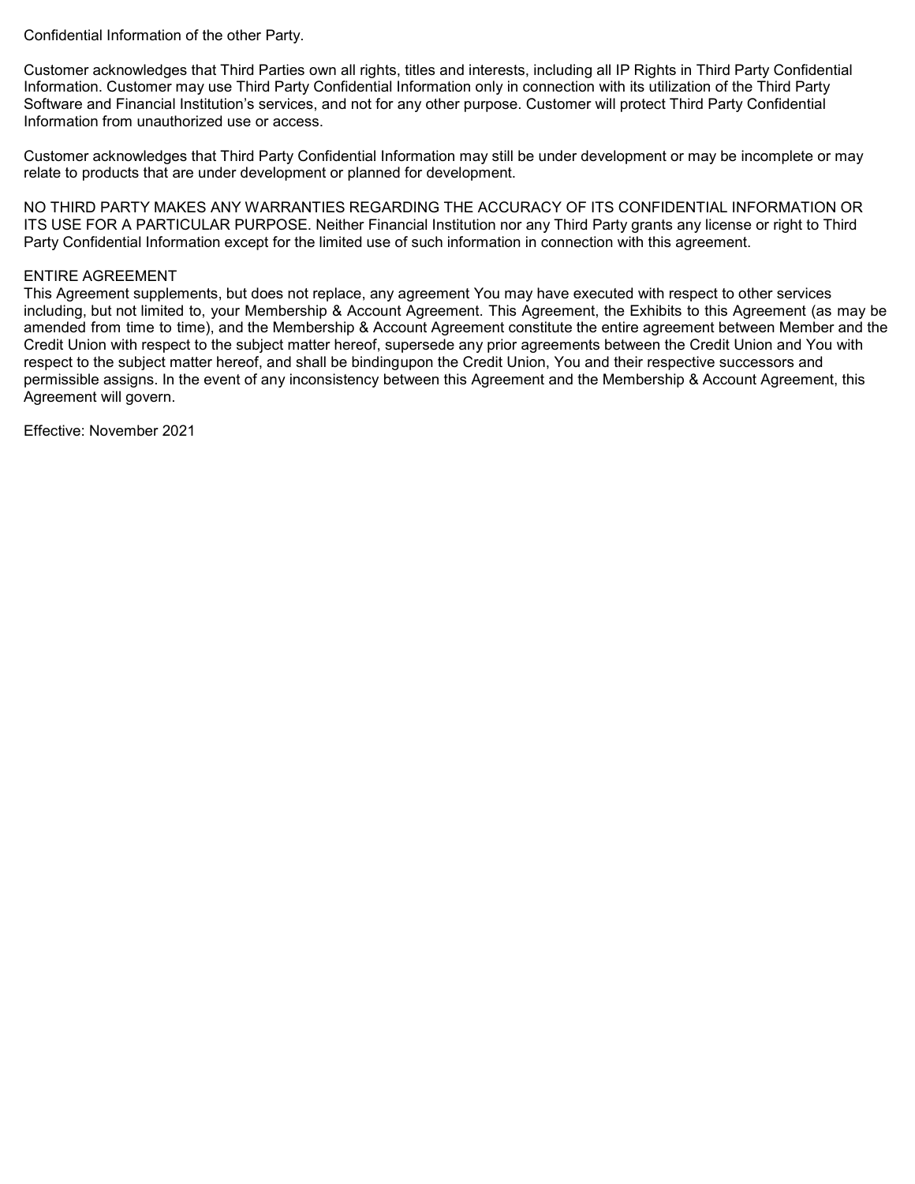Confidential Information of the other Party.

Customer acknowledges that Third Parties own all rights, titles and interests, including all IP Rights in Third Party Confidential Information. Customer may use Third Party Confidential Information only in connection with its utilization of the Third Party Software and Financial Institution's services, and not for any other purpose. Customer will protect Third Party Confidential Information from unauthorized use or access.

Customer acknowledges that Third Party Confidential Information may still be under development or may be incomplete or may relate to products that are under development or planned for development.

NO THIRD PARTY MAKES ANY WARRANTIES REGARDING THE ACCURACY OF ITS CONFIDENTIAL INFORMATION OR ITS USE FOR A PARTICULAR PURPOSE. Neither Financial Institution nor any Third Party grants any license or right to Third Party Confidential Information except for the limited use of such information in connection with this agreement.

ENTIRE AGREEMENT

This Agreement supplements, but does not replace, any agreement You may have executed with respect to other services including, but not limited to, your Membership & Account Agreement. This Agreement, the Exhibits to this Agreement (as may be amended from time to time), and the Membership & Account Agreement constitute the entire agreement between Member and the Credit Union with respect to the subject matter hereof, supersede any prior agreements between the Credit Union and You with respect to the subject matter hereof, and shall be bindingupon the Credit Union, You and their respective successors and permissible assigns. In the event of any inconsistency between this Agreement and the Membership & Account Agreement, this Agreement will govern.

Effective: November 2021